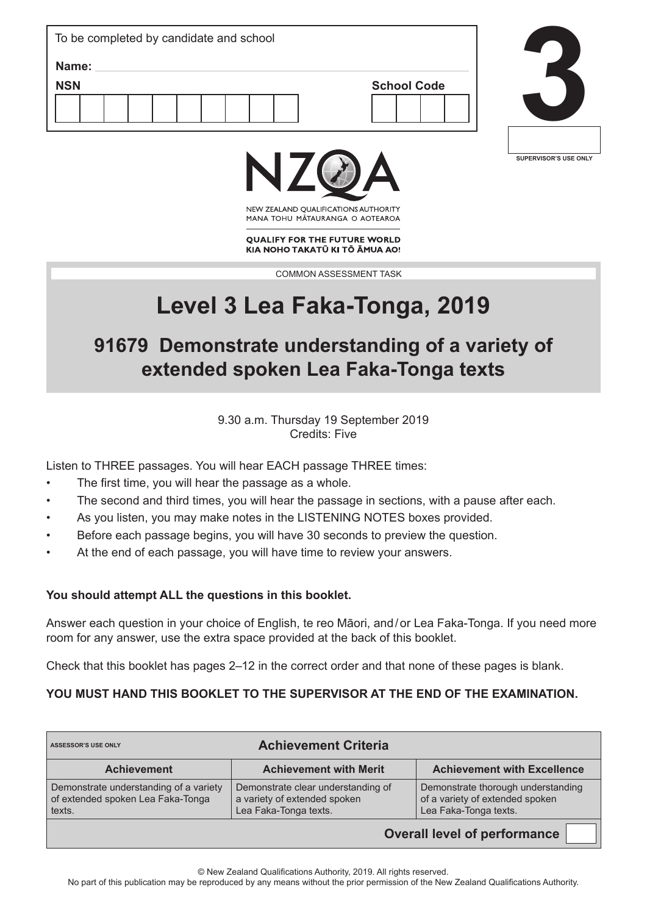To be completed by candidate and school

**Name:**

**NSN**

**School Code**

# 3

SUPERVISOR'S USE ONLY

NZQA

NEW ZEALAND QUALIFICATIONS AUTHORITY
MANA TOHU MĀTAURANGA O AOTEAROA

**QUALIFY FOR THE FUTURE WORLD**
**KIA NOHO TAKATŪ KI TŌ ĀMUA AO!**

COMMON ASSESSMENT TASK

# Level 3 Lea Faka-Tonga, 2019

## 91679 Demonstrate understanding of a variety of extended spoken Lea Faka-Tonga texts

9.30 a.m. Thursday 19 September 2019
Credits: Five

Listen to THREE passages. You will hear EACH passage THREE times:

- The first time, you will hear the passage as a whole.
- The second and third times, you will hear the passage in sections, with a pause after each.
- As you listen, you may make notes in the LISTENING NOTES boxes provided.
- Before each passage begins, you will have 30 seconds to preview the question.
- At the end of each passage, you will have time to review your answers.

**You should attempt ALL the questions in this booklet.**

Answer each question in your choice of English, te reo Māori, and / or Lea Faka-Tonga. If you need more room for any answer, use the extra space provided at the back of this booklet.

Check that this booklet has pages 2–12 in the correct order and that none of these pages is blank.

**YOU MUST HAND THIS BOOKLET TO THE SUPERVISOR AT THE END OF THE EXAMINATION.**

| ASSESSOR'S USE ONLY **Achievement Criteria** | | |
|---|---|---|
| **Achievement** | **Achievement with Merit** | **Achievement with Excellence** |
| Demonstrate understanding of a variety of extended spoken Lea Faka-Tonga texts. | Demonstrate clear understanding of a variety of extended spoken Lea Faka-Tonga texts. | Demonstrate thorough understanding of a variety of extended spoken Lea Faka-Tonga texts. |
| | | **Overall level of performance** |

© New Zealand Qualifications Authority, 2019. All rights reserved.
No part of this publication may be reproduced by any means without the prior permission of the New Zealand Qualifications Authority.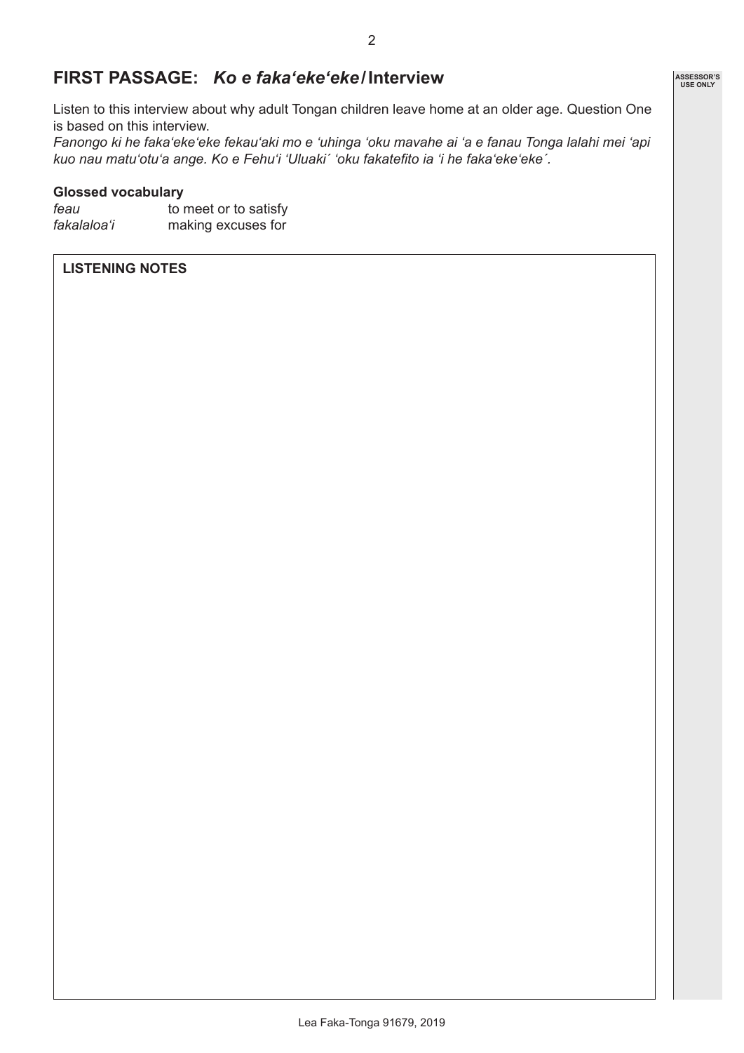## FIRST PASSAGE: *Ko e faka‘eke‘eke* / Interview

Listen to this interview about why adult Tongan children leave home at an older age. Question One is based on this interview.

*Fanongo ki he faka‘eke‘eke fekau‘aki mo e ‘uhinga ‘oku mavahe ai ‘a e fanau Tonga lalahi mei ‘api kuo nau matu‘otu‘a ange. Ko e Fehu‘i ‘Uluaki´ ‘oku fakatefito ia ‘i he faka‘eke‘eke´.*

**Glossed vocabulary**

| | |
|---|---|
| *feau* | to meet or to satisfy |
| *fakalaloa‘i* | making excuses for |

**LISTENING NOTES**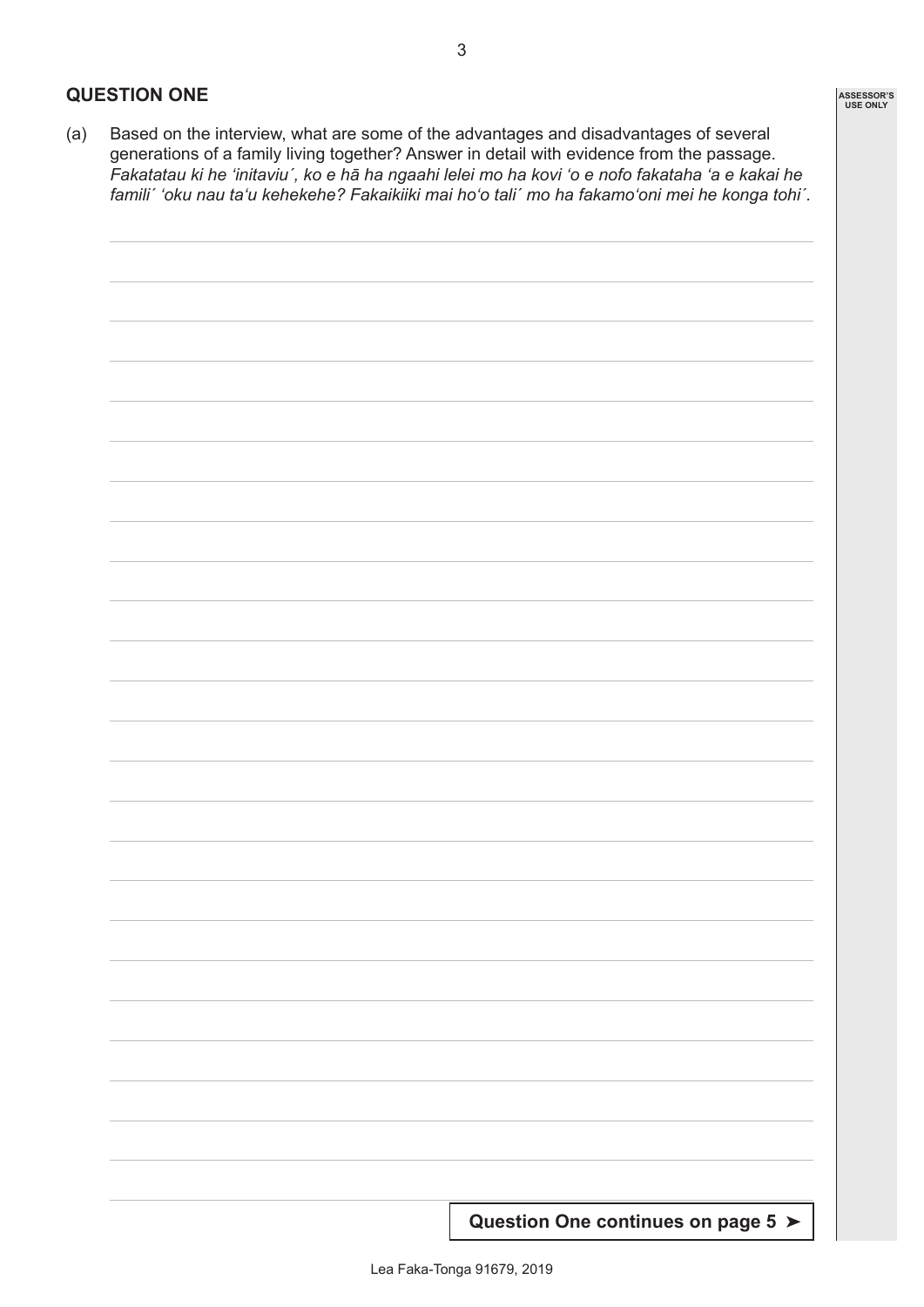## QUESTION ONE

(a) Based on the interview, what are some of the advantages and disadvantages of several generations of a family living together? Answer in detail with evidence from the passage.
*Fakatatau ki he ʻinitaviu´, ko e hā ha ngaahi lelei mo ha kovi ʻo e nofo fakataha ʻa e kakai he famili´ ʻoku nau taʻu kehekehe? Fakaikiiki mai hoʻo tali´ mo ha fakamoʻoni mei he konga tohi´.*

**Question One continues on page 5 ➤**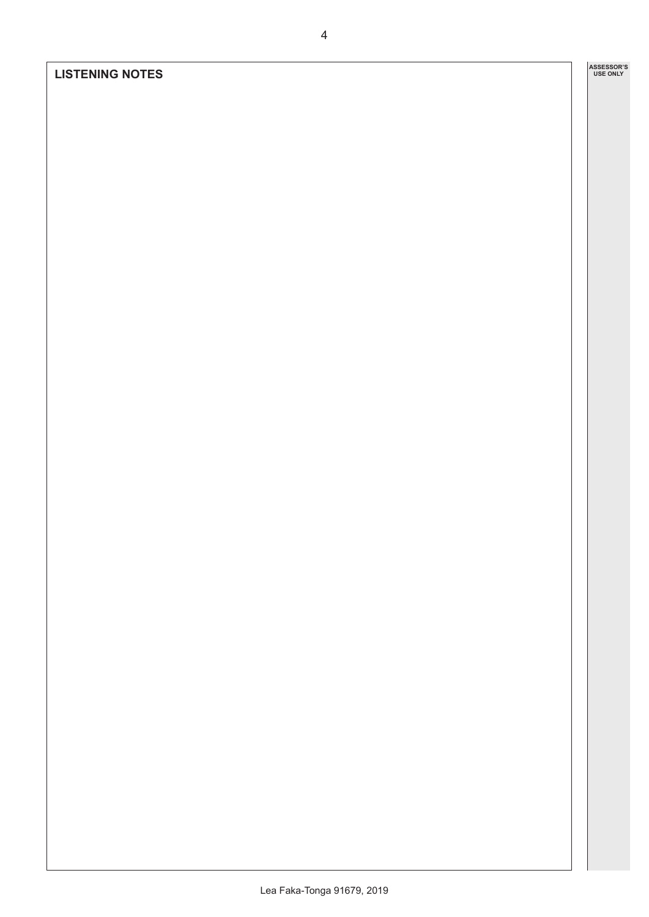## LISTENING NOTES

ASSESSOR'S USE ONLY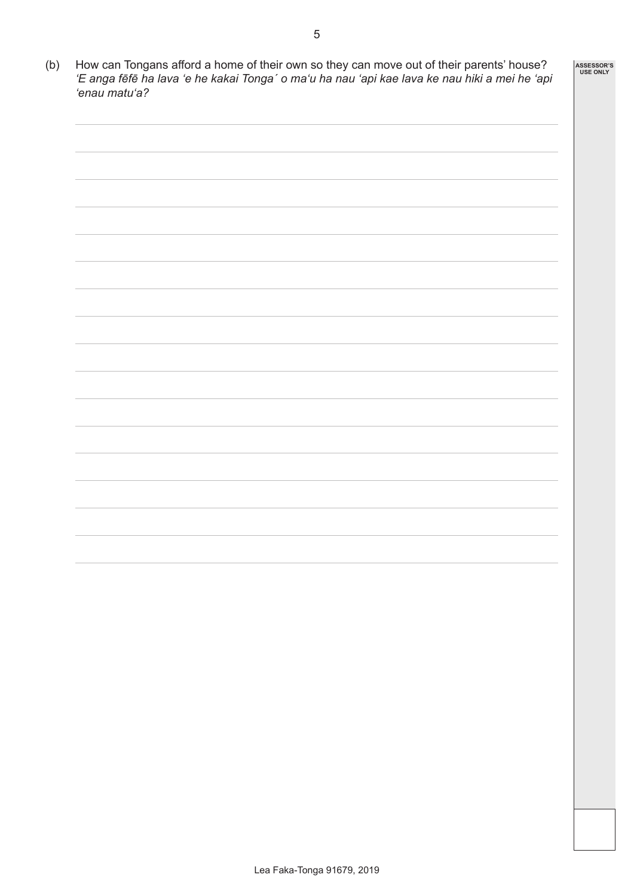(b) How can Tongans afford a home of their own so they can move out of their parents' house?
*'E anga fēfē ha lava 'e he kakai Tonga´ o ma'u ha nau 'api kae lava ke nau hiki a mei he 'api 'enau matu'a?*

ASSESSOR'S USE ONLY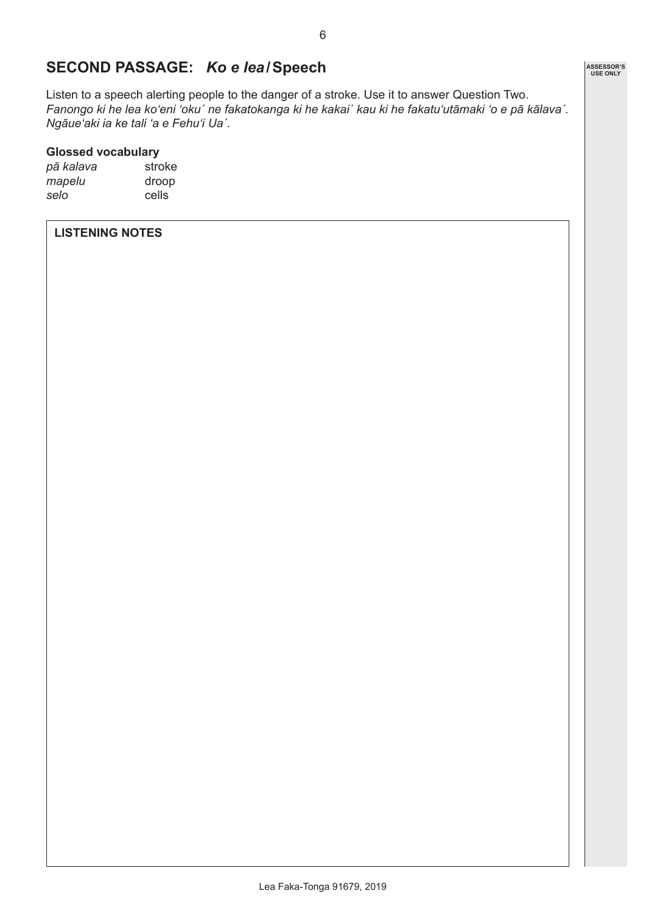## SECOND PASSAGE: *Ko e lea* / Speech

Listen to a speech alerting people to the danger of a stroke. Use it to answer Question Two.
*Fanongo ki he lea ko'eni 'oku´ ne fakatokanga ki he kakai´ kau ki he fakatu'utāmaki 'o e pā kālava´. Ngāue'aki ia ke tali 'a e Fehu'i Ua´.*

**Glossed vocabulary**

| | |
|---|---|
| *pā kalava* | stroke |
| *mapelu* | droop |
| *selo* | cells |

**LISTENING NOTES**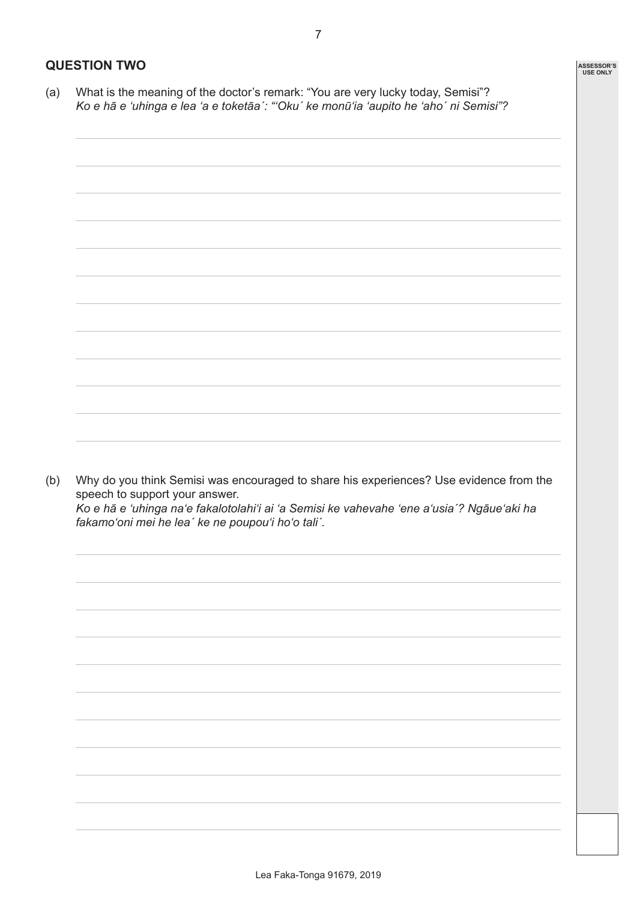## QUESTION TWO

(a) What is the meaning of the doctor's remark: "You are very lucky today, Semisi"?
*Ko e hā e ʻuhinga e lea ʻa e toketāa´: "ʻOku´ ke monūʻia ʻaupito he ʻaho´ ni Semisi"?*

(b) Why do you think Semisi was encouraged to share his experiences? Use evidence from the speech to support your answer.
*Ko e hā e ʻuhinga naʻe fakalotolahiʻi ai ʻa Semisi ke vahevahe ʻene aʻusia´? Ngāueʻaki ha fakamoʻoni mei he lea´ ke ne poupouʻi hoʻo tali´.*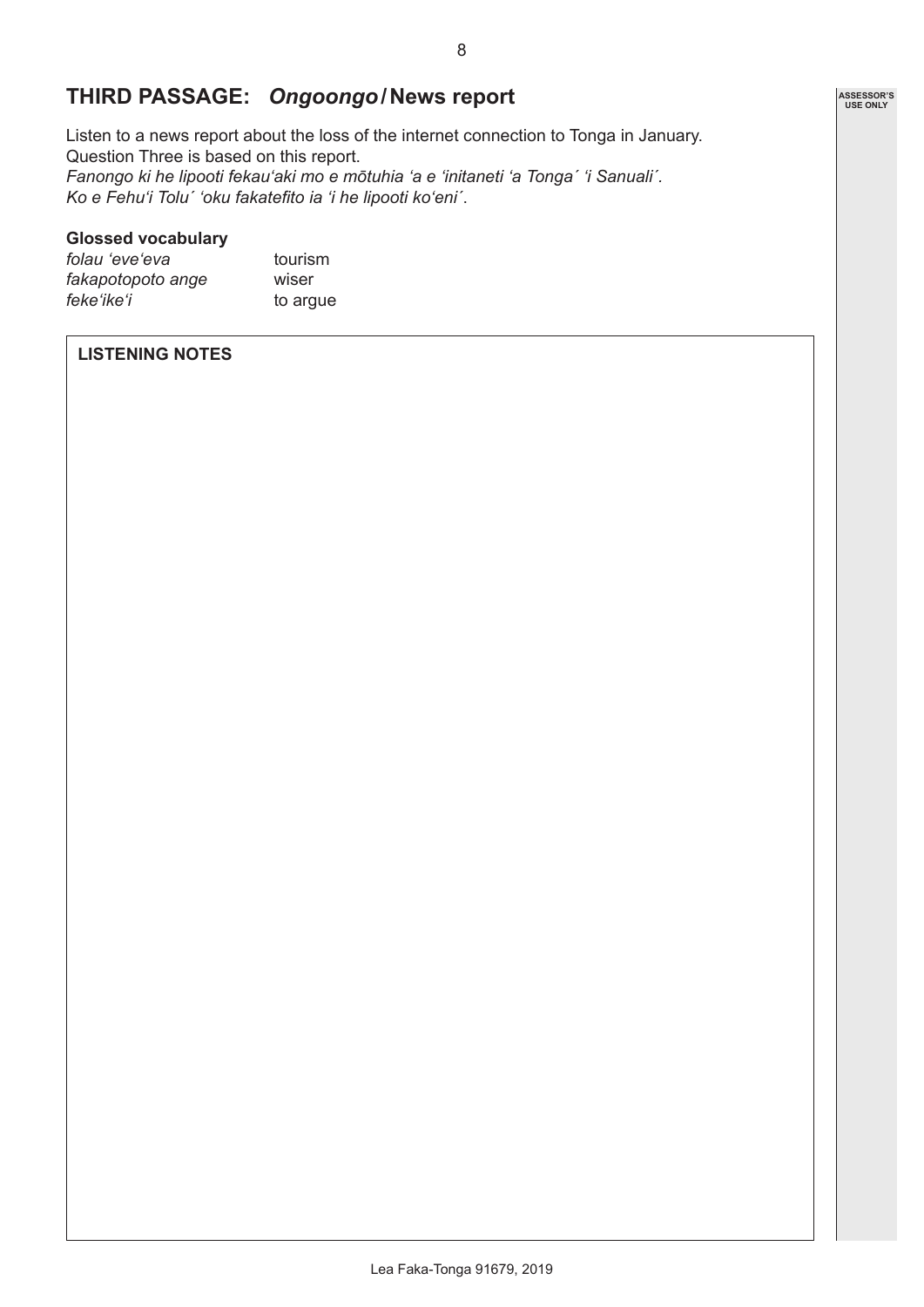## THIRD PASSAGE: *Ongoongo* / News report

Listen to a news report about the loss of the internet connection to Tonga in January. Question Three is based on this report.
*Fanongo ki he lipooti fekau'aki mo e mōtuhia 'a e 'initaneti 'a Tonga´ 'i Sanuali´.*
*Ko e Fehu'i Tolu´ 'oku fakatefito ia 'i he lipooti ko'eni´.*

**Glossed vocabulary**

*folau 'eve'eva* tourism
*fakapotopoto ange* wiser
*feke'ike'i* to argue

**LISTENING NOTES**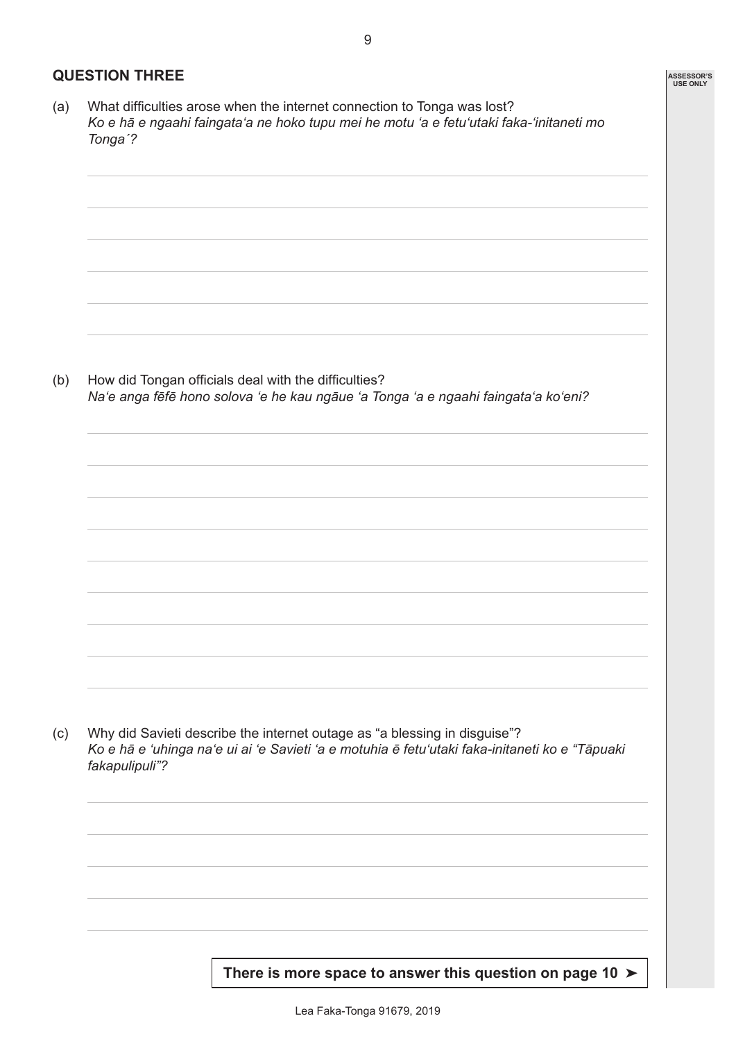## QUESTION THREE

(a) What difficulties arose when the internet connection to Tonga was lost?
*Ko e hā e ngaahi faingata'a ne hoko tupu mei he motu 'a e fetu'utaki faka-'initaneti mo Tonga´?*

(b) How did Tongan officials deal with the difficulties?
*Na'e anga fēfē hono solova 'e he kau ngāue 'a Tonga 'a e ngaahi faingata'a ko'eni?*

(c) Why did Savieti describe the internet outage as "a blessing in disguise"?
*Ko e hā e 'uhinga na'e ui ai 'e Savieti 'a e motuhia ē fetu'utaki faka-initaneti ko e "Tāpuaki fakapulipuli"?*

**There is more space to answer this question on page 10 ➤**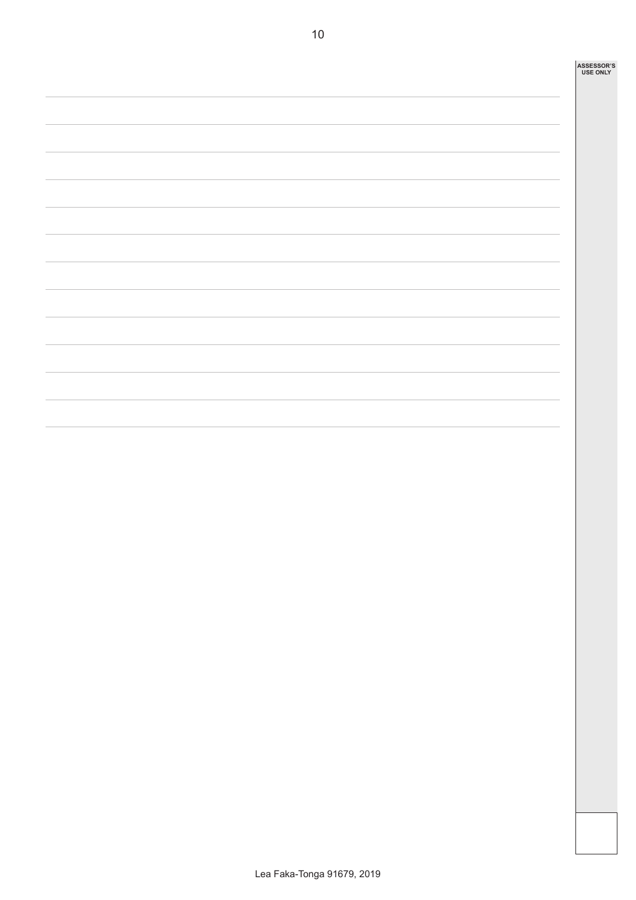ASSESSOR'S USE ONLY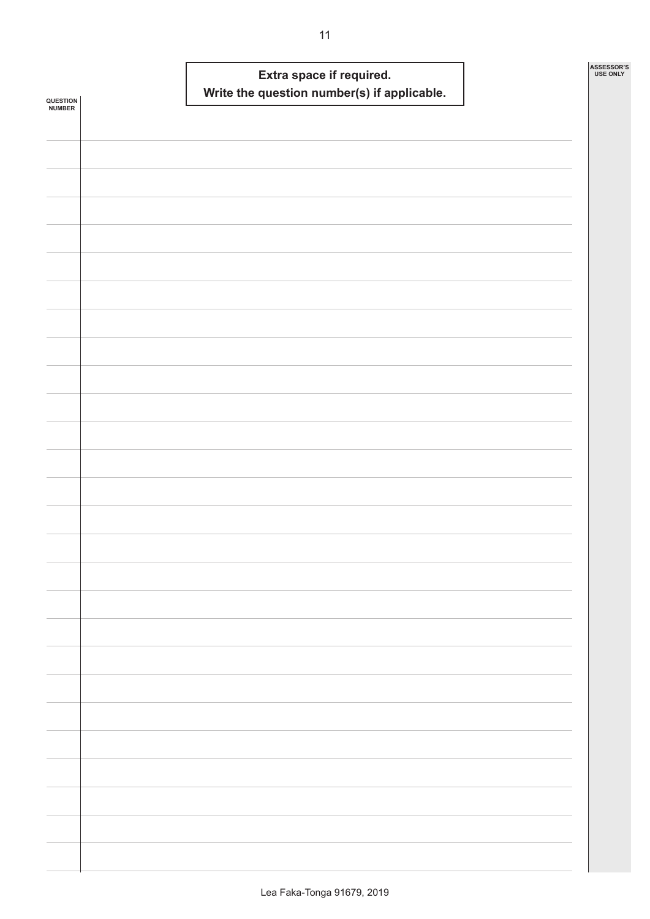**Extra space if required.**
**Write the question number(s) if applicable.**

QUESTION NUMBER

ASSESSOR'S USE ONLY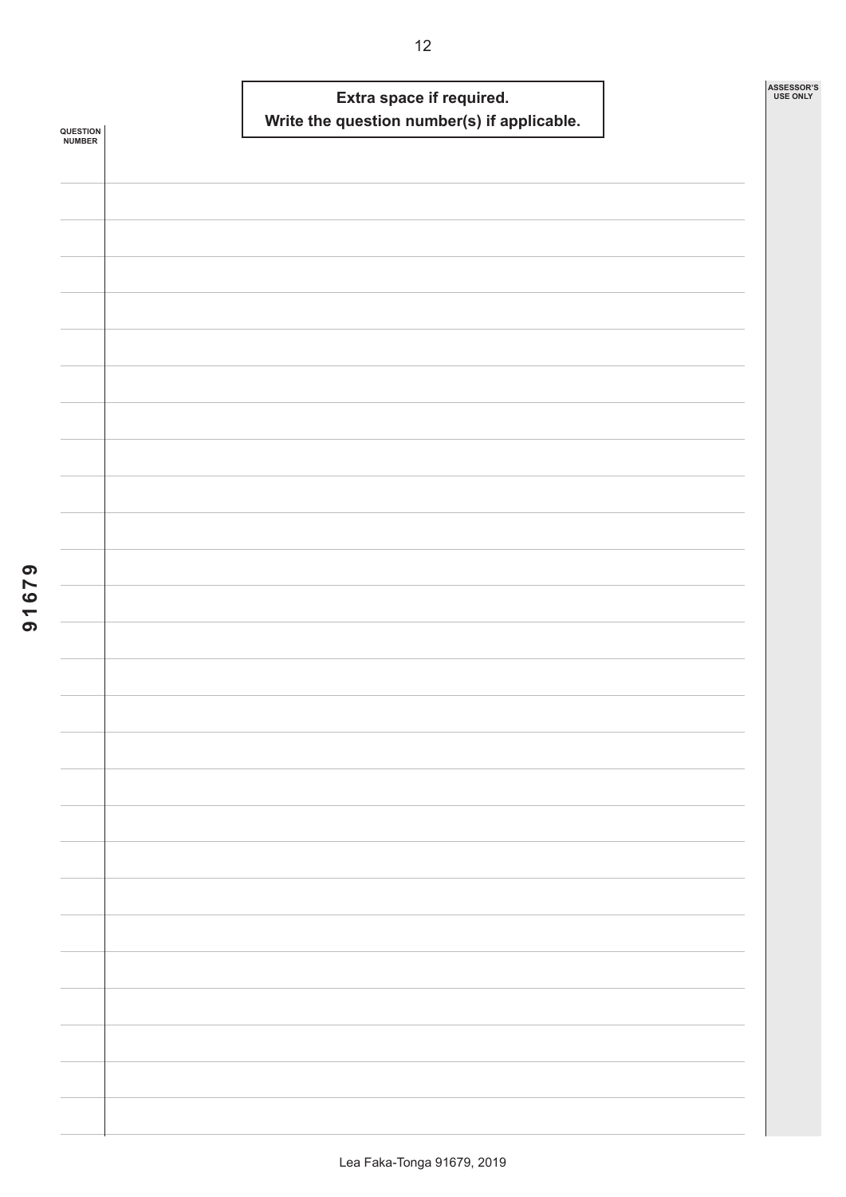**Extra space if required.**
**Write the question number(s) if applicable.**

QUESTION NUMBER

ASSESSOR'S USE ONLY

91679

Lea Faka-Tonga 91679, 2019